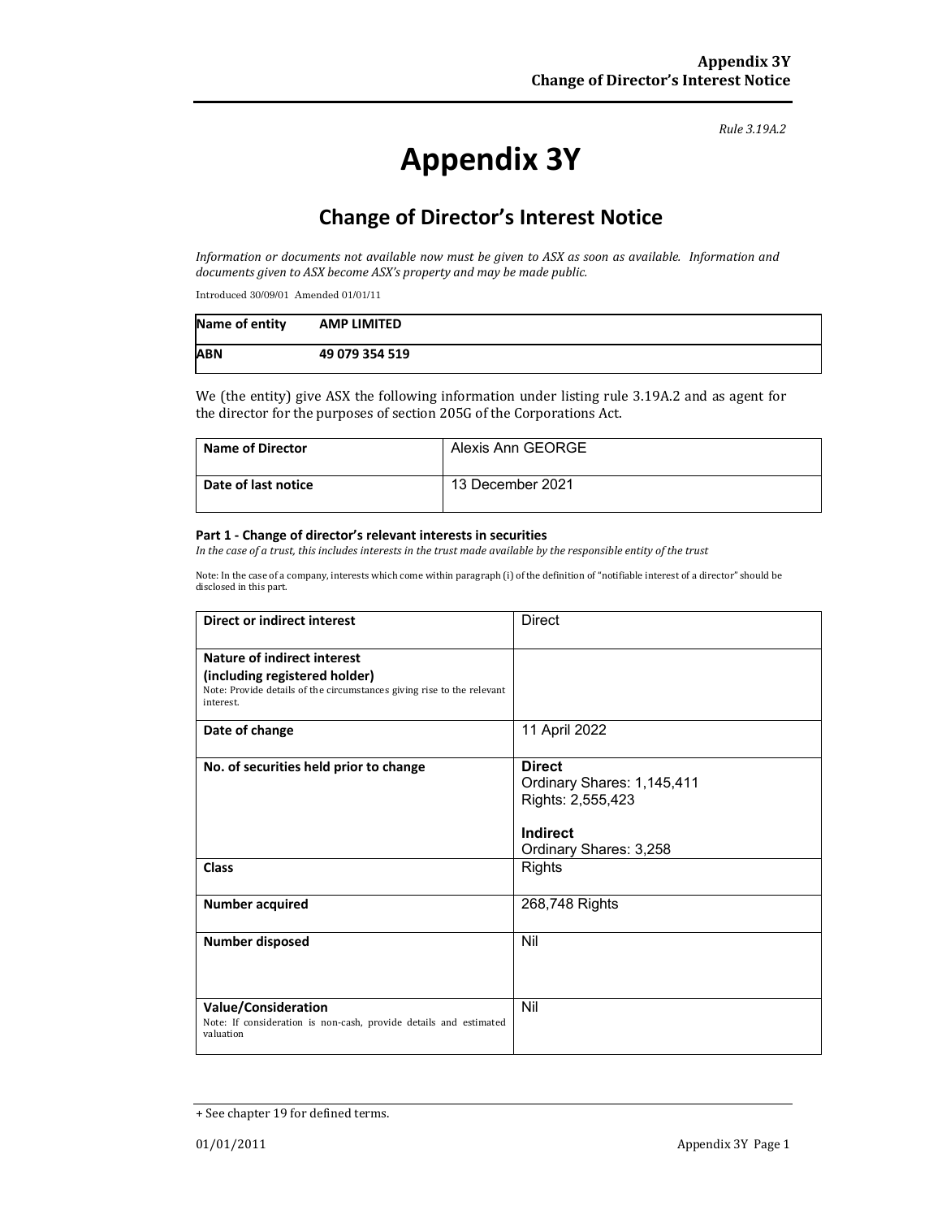*Rule 3.19A.2*

# Appendix 3Y

## Change of Director's Interest Notice

*Information or documents not available now must be given to ASX as soon as available. Information and documents given to ASX become ASX's property and may be made public.*

Introduced 30/09/01 Amended 01/01/11

| **Name of entity** | **AMP LIMITED** |
|---|---|
| **ABN** | **49 079 354 519** |

We (the entity) give ASX the following information under listing rule 3.19A.2 and as agent for the director for the purposes of section 205G of the Corporations Act.

| **Name of Director** | Alexis Ann GEORGE |
|---|---|
| **Date of last notice** | 13 December 2021 |

#### Part 1 - Change of director's relevant interests in securities

*In the case of a trust, this includes interests in the trust made available by the responsible entity of the trust*

Note: In the case of a company, interests which come within paragraph (i) of the definition of "notifiable interest of a director" should be disclosed in this part.

| **Direct or indirect interest** | Direct |
|---|---|
| **Nature of indirect interest (including registered holder)**<br>Note: Provide details of the circumstances giving rise to the relevant interest. | |
| **Date of change** | 11 April 2022 |
| **No. of securities held prior to change** | **Direct**<br>Ordinary Shares: 1,145,411<br>Rights: 2,555,423<br><br>**Indirect**<br>Ordinary Shares: 3,258 |
| **Class** | Rights |
| **Number acquired** | 268,748 Rights |
| **Number disposed** | Nil |
| **Value/Consideration**<br>Note: If consideration is non-cash, provide details and estimated valuation | Nil |

+ See chapter 19 for defined terms.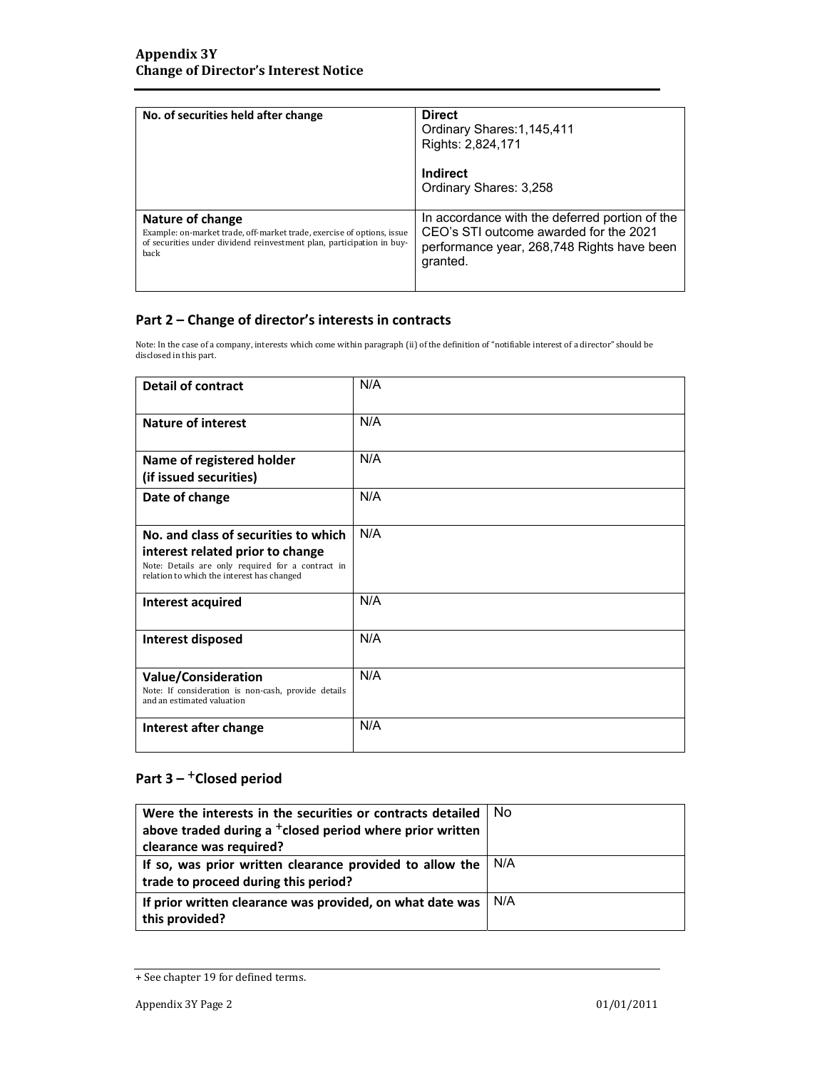| | |
|---|---|
| **No. of securities held after change** | **Direct**<br>Ordinary Shares:1,145,411<br>Rights: 2,824,171<br><br>**Indirect**<br>Ordinary Shares: 3,258 |
| **Nature of change**<br>Example: on-market trade, off-market trade, exercise of options, issue of securities under dividend reinvestment plan, participation in buy-back | In accordance with the deferred portion of the CEO's STI outcome awarded for the 2021 performance year, 268,748 Rights have been granted. |

## Part 2 – Change of director's interests in contracts

Note: In the case of a company, interests which come within paragraph (ii) of the definition of "notifiable interest of a director" should be disclosed in this part.

| | |
|---|---|
| **Detail of contract** | N/A |
| **Nature of interest** | N/A |
| **Name of registered holder (if issued securities)** | N/A |
| **Date of change** | N/A |
| **No. and class of securities to which interest related prior to change**<br>Note: Details are only required for a contract in relation to which the interest has changed | N/A |
| **Interest acquired** | N/A |
| **Interest disposed** | N/A |
| **Value/Consideration**<br>Note: If consideration is non-cash, provide details and an estimated valuation | N/A |
| **Interest after change** | N/A |

## Part 3 – +Closed period

| | |
|---|---|
| **Were the interests in the securities or contracts detailed above traded during a +closed period where prior written clearance was required?** | No |
| **If so, was prior written clearance provided to allow the trade to proceed during this period?** | N/A |
| **If prior written clearance was provided, on what date was this provided?** | N/A |

+ See chapter 19 for defined terms.